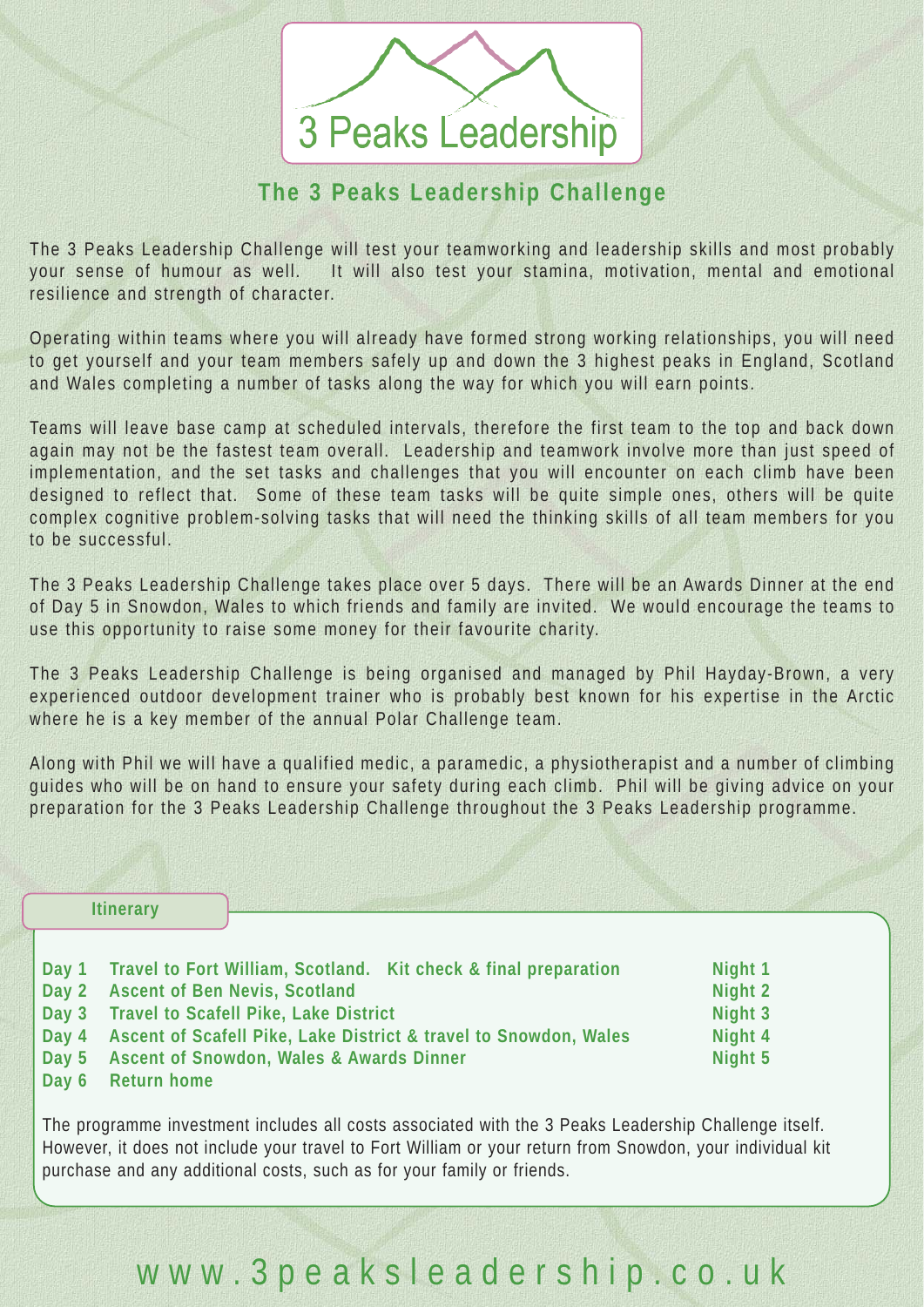3 Peaks Leadership

## The 3 Peaks Leadership Challenge

The 3 Peaks Leadership Challenge will test your teamworking and leadership skills and most probably your sense of humour as well. It will also test your stamina, motivation, mental and emotional resilience and strength of character.

Operating within teams where you will already have formed strong working relationships, you will need to get yourself and your team members safely up and down the 3 highest peaks in England, Scotland and Wales completing a number of tasks along the way for which you will earn points.

Teams will leave base camp at scheduled intervals, therefore the first team to the top and back down again may not be the fastest team overall. Leadership and teamwork involve more than just speed of implementation, and the set tasks and challenges that you will encounter on each climb have been designed to reflect that. Some of these team tasks will be quite simple ones, others will be quite complex cognitive problem-solving tasks that will need the thinking skills of all team members for you to be successful.

The 3 Peaks Leadership Challenge takes place over 5 days. There will be an Awards Dinner at the end of Day 5 in Snowdon, Wales to which friends and family are invited. We would encourage the teams to use this opportunity to raise some money for their favourite charity.

The 3 Peaks Leadership Challenge is being organised and managed by Phil Hayday-Brown, a very experienced outdoor development trainer who is probably best known for his expertise in the Arctic where he is a key member of the annual Polar Challenge team.

Along with Phil we will have a qualified medic, a paramedic, a physiotherapist and a number of climbing guides who will be on hand to ensure your safety during each climb. Phil will be giving advice on your preparation for the 3 Peaks Leadership Challenge throughout the 3 Peaks Leadership programme.

### Itinerary

| | | |
|---|---|---|
| **Day 1** | **Travel to Fort William, Scotland. Kit check & final preparation** | **Night 1** |
| **Day 2** | **Ascent of Ben Nevis, Scotland** | **Night 2** |
| **Day 3** | **Travel to Scafell Pike, Lake District** | **Night 3** |
| **Day 4** | **Ascent of Scafell Pike, Lake District & travel to Snowdon, Wales** | **Night 4** |
| **Day 5** | **Ascent of Snowdon, Wales & Awards Dinner** | **Night 5** |
| **Day 6** | **Return home** | |

The programme investment includes all costs associated with the 3 Peaks Leadership Challenge itself. However, it does not include your travel to Fort William or your return from Snowdon, your individual kit purchase and any additional costs, such as for your family or friends.

www.3peaksleadership.co.uk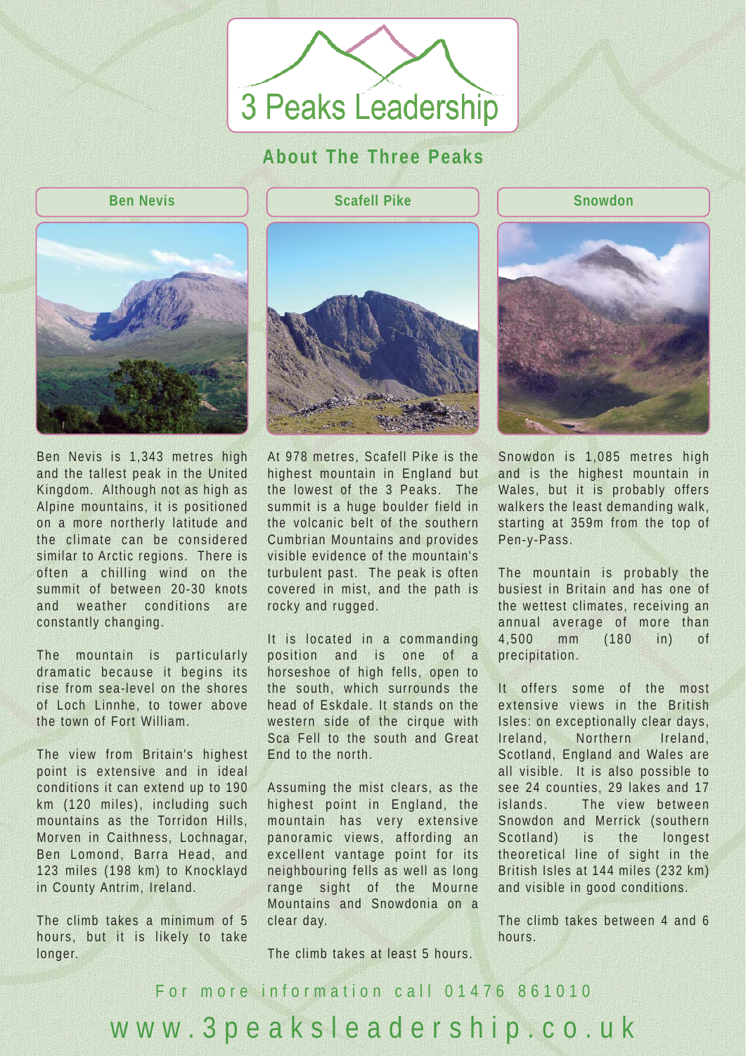# 3 Peaks Leadership

## About The Three Peaks

### Ben Nevis

Ben Nevis is 1,343 metres high and the tallest peak in the United Kingdom. Although not as high as Alpine mountains, it is positioned on a more northerly latitude and the climate can be considered similar to Arctic regions. There is often a chilling wind on the summit of between 20-30 knots and weather conditions are constantly changing.

The mountain is particularly dramatic because it begins its rise from sea-level on the shores of Loch Linnhe, to tower above the town of Fort William.

The view from Britain's highest point is extensive and in ideal conditions it can extend up to 190 km (120 miles), including such mountains as the Torridon Hills, Morven in Caithness, Lochnagar, Ben Lomond, Barra Head, and 123 miles (198 km) to Knocklayd in County Antrim, Ireland.

The climb takes a minimum of 5 hours, but it is likely to take longer.

### Scafell Pike

At 978 metres, Scafell Pike is the highest mountain in England but the lowest of the 3 Peaks. The summit is a huge boulder field in the volcanic belt of the southern Cumbrian Mountains and provides visible evidence of the mountain's turbulent past. The peak is often covered in mist, and the path is rocky and rugged.

It is located in a commanding position and is one of a horseshoe of high fells, open to the south, which surrounds the head of Eskdale. It stands on the western side of the cirque with Sca Fell to the south and Great End to the north.

Assuming the mist clears, as the highest point in England, the mountain has very extensive panoramic views, affording an excellent vantage point for its neighbouring fells as well as long range sight of the Mourne Mountains and Snowdonia on a clear day.

The climb takes at least 5 hours.

### Snowdon

Snowdon is 1,085 metres high and is the highest mountain in Wales, but it is probably offers walkers the least demanding walk, starting at 359m from the top of Pen-y-Pass.

The mountain is probably the busiest in Britain and has one of the wettest climates, receiving an annual average of more than 4,500 mm (180 in) of precipitation.

It offers some of the most extensive views in the British Isles: on exceptionally clear days, Ireland, Northern Ireland, Scotland, England and Wales are all visible. It is also possible to see 24 counties, 29 lakes and 17 islands. The view between Snowdon and Merrick (southern Scotland) is the longest theoretical line of sight in the British Isles at 144 miles (232 km) and visible in good conditions.

The climb takes between 4 and 6 hours.

For more information call 01476 861010

www.3peaksleadership.co.uk